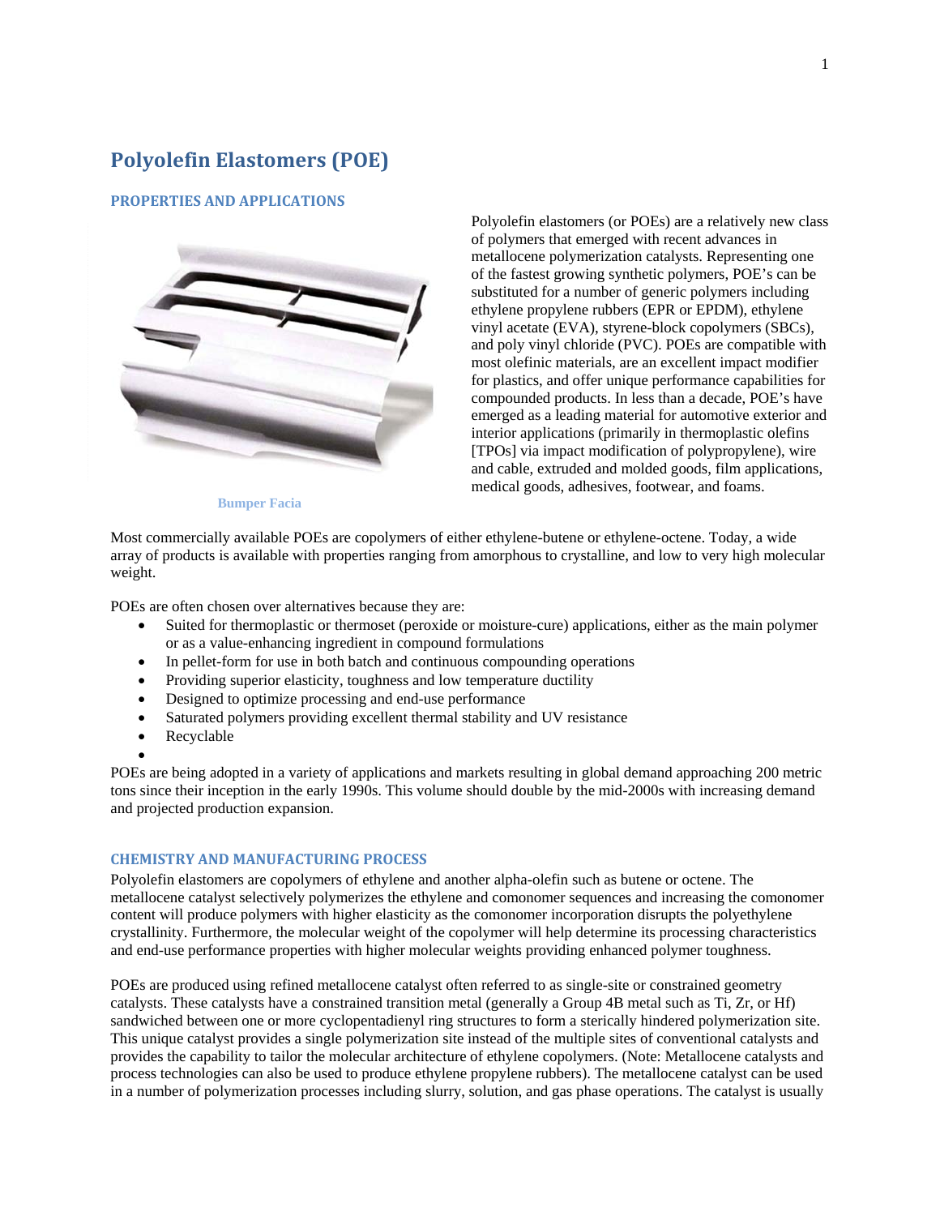# Polyolefin Elastomers (POE)

## PROPERTIES AND APPLICATIONS

Bumper Facia

Polyolefin elastomers (or POEs) are a relatively new class of polymers that emerged with recent advances in metallocene polymerization catalysts. Representing one of the fastest growing synthetic polymers, POE's can be substituted for a number of generic polymers including ethylene propylene rubbers (EPR or EPDM), ethylene vinyl acetate (EVA), styrene-block copolymers (SBCs), and poly vinyl chloride (PVC). POEs are compatible with most olefinic materials, are an excellent impact modifier for plastics, and offer unique performance capabilities for compounded products. In less than a decade, POE's have emerged as a leading material for automotive exterior and interior applications (primarily in thermoplastic olefins [TPOs] via impact modification of polypropylene), wire and cable, extruded and molded goods, film applications, medical goods, adhesives, footwear, and foams.

Most commercially available POEs are copolymers of either ethylene-butene or ethylene-octene. Today, a wide array of products is available with properties ranging from amorphous to crystalline, and low to very high molecular weight.

POEs are often chosen over alternatives because they are:

- Suited for thermoplastic or thermoset (peroxide or moisture-cure) applications, either as the main polymer or as a value-enhancing ingredient in compound formulations
- In pellet-form for use in both batch and continuous compounding operations
- Providing superior elasticity, toughness and low temperature ductility
- Designed to optimize processing and end-use performance
- Saturated polymers providing excellent thermal stability and UV resistance
- Recyclable

POEs are being adopted in a variety of applications and markets resulting in global demand approaching 200 metric tons since their inception in the early 1990s. This volume should double by the mid-2000s with increasing demand and projected production expansion.

## CHEMISTRY AND MANUFACTURING PROCESS

Polyolefin elastomers are copolymers of ethylene and another alpha-olefin such as butene or octene. The metallocene catalyst selectively polymerizes the ethylene and comonomer sequences and increasing the comonomer content will produce polymers with higher elasticity as the comonomer incorporation disrupts the polyethylene crystallinity. Furthermore, the molecular weight of the copolymer will help determine its processing characteristics and end-use performance properties with higher molecular weights providing enhanced polymer toughness.

POEs are produced using refined metallocene catalyst often referred to as single-site or constrained geometry catalysts. These catalysts have a constrained transition metal (generally a Group 4B metal such as Ti, Zr, or Hf) sandwiched between one or more cyclopentadienyl ring structures to form a sterically hindered polymerization site. This unique catalyst provides a single polymerization site instead of the multiple sites of conventional catalysts and provides the capability to tailor the molecular architecture of ethylene copolymers. (Note: Metallocene catalysts and process technologies can also be used to produce ethylene propylene rubbers). The metallocene catalyst can be used in a number of polymerization processes including slurry, solution, and gas phase operations. The catalyst is usually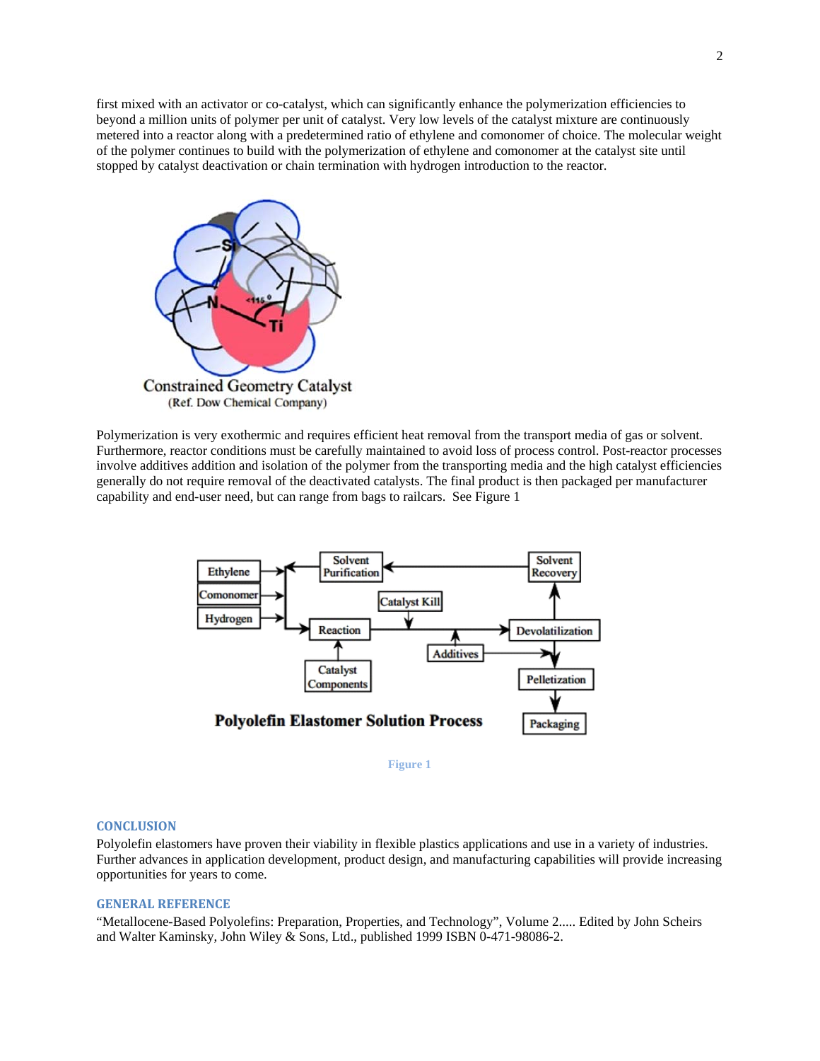first mixed with an activator or co-catalyst, which can significantly enhance the polymerization efficiencies to beyond a million units of polymer per unit of catalyst. Very low levels of the catalyst mixture are continuously metered into a reactor along with a predetermined ratio of ethylene and comonomer of choice. The molecular weight of the polymer continues to build with the polymerization of ethylene and comonomer at the catalyst site until stopped by catalyst deactivation or chain termination with hydrogen introduction to the reactor.

Si
N
<115°
Ti

Constrained Geometry Catalyst
(Ref. Dow Chemical Company)

Polymerization is very exothermic and requires efficient heat removal from the transport media of gas or solvent. Furthermore, reactor conditions must be carefully maintained to avoid loss of process control. Post-reactor processes involve additives addition and isolation of the polymer from the transporting media and the high catalyst efficiencies generally do not require removal of the deactivated catalysts. The final product is then packaged per manufacturer capability and end-user need, but can range from bags to railcars. See Figure 1

Ethylene
Comonomer
Hydrogen
Solvent Purification
Solvent Recovery
Catalyst Kill
Reaction
Devolatilization
Additives
Catalyst Components
Pelletization
Packaging

Polyolefin Elastomer Solution Process

Figure 1

## CONCLUSION

Polyolefin elastomers have proven their viability in flexible plastics applications and use in a variety of industries. Further advances in application development, product design, and manufacturing capabilities will provide increasing opportunities for years to come.

## GENERAL REFERENCE

"Metallocene-Based Polyolefins: Preparation, Properties, and Technology", Volume 2..... Edited by John Scheirs and Walter Kaminsky, John Wiley & Sons, Ltd., published 1999 ISBN 0-471-98086-2.